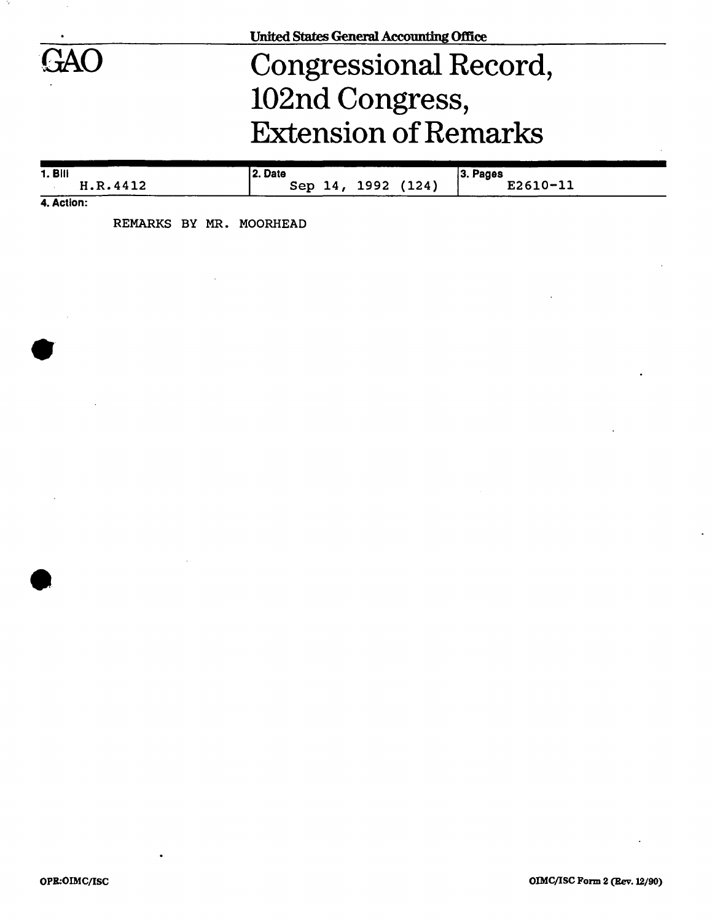United States General Accounting Office

GAO

# Congressional Record, 102nd Congress, Extension of Remarks

| 1. Bill | 2. Date | 3. Pages |
|---|---|---|
| H.R.4412 | Sep 14, 1992 (124) | E2610-11 |

**4. Action:**

REMARKS BY MR. MOORHEAD

OPR:OIMC/ISC

OIMC/ISC Form 2 (Rev. 12/90)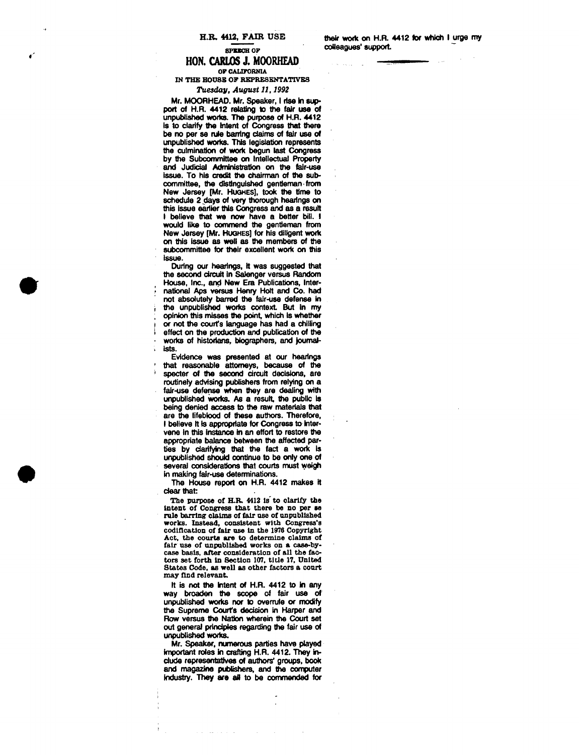## H.R. 4412, FAIR USE

### SPEECH OF

## HON. CARLOS J. MOORHEAD

OF CALIFORNIA

IN THE HOUSE OF REPRESENTATIVES

*Tuesday, August 11, 1992*

Mr. MOORHEAD. Mr. Speaker, I rise in support of H.R. 4412 relating to the fair use of unpublished works. The purpose of H.R. 4412 is to clarify the intent of Congress that there be no per se rule barring claims of fair use of unpublished works. This legislation represents the culmination of work begun last Congress by the Subcommittee on Intellectual Property and Judicial Administration on the fair-use issue. To his credit the chairman of the subcommittee, the distinguished gentleman from New Jersey [Mr. HUGHES], took the time to schedule 2 days of very thorough hearings on this issue earlier this Congress and as a result I believe that we now have a better bill. I would like to commend the gentleman from New Jersey [Mr. HUGHES] for his diligent work on this issue as well as the members of the subcommittee for their excellent work on this issue.

During our hearings, it was suggested that the second circuit in Salenger versus Random House, Inc., and New Era Publications, International Aps versus Henry Holt and Co. had not absolutely barred the fair-use defense in the unpublished works context. But in my opinion this misses the point, which is whether or not the court's language has had a chilling effect on the production and publication of the works of historians, biographers, and journalists.

Evidence was presented at our hearings that reasonable attorneys, because of the specter of the second circuit decisions, are routinely advising publishers from relying on a fair-use defense when they are dealing with unpublished works. As a result, the public is being denied access to the raw materials that are the lifeblood of these authors. Therefore, I believe it is appropriate for Congress to intervene in this instance in an effort to restore the appropriate balance between the affected parties by clarifying that the fact a work is unpublished should continue to be only one of several considerations that courts must weigh in making fair-use determinations.

The House report on H.R. 4412 makes it clear that:

> The purpose of H.R. 4412 is to clarify the intent of Congress that there be no per se rule barring claims of fair use of unpublished works. Instead, consistent with Congress's codification of fair use in the 1976 Copyright Act, the courts are to determine claims of fair use of unpublished works on a case-by-case basis, after consideration of all the factors set forth in Section 107, title 17, United States Code, as well as other factors a court may find relevant.

It is not the intent of H.R. 4412 to in any way broaden the scope of fair use of unpublished works nor to overrule or modify the Supreme Court's decision in Harper and Row versus the Nation wherein the Court set out general principles regarding the fair use of unpublished works.

Mr. Speaker, numerous parties have played important roles in crafting H.R. 4412. They include representatives of authors' groups, book and magazine publishers, and the computer industry. They are all to be commended for their work on H.R. 4412 for which I urge my colleagues' support.